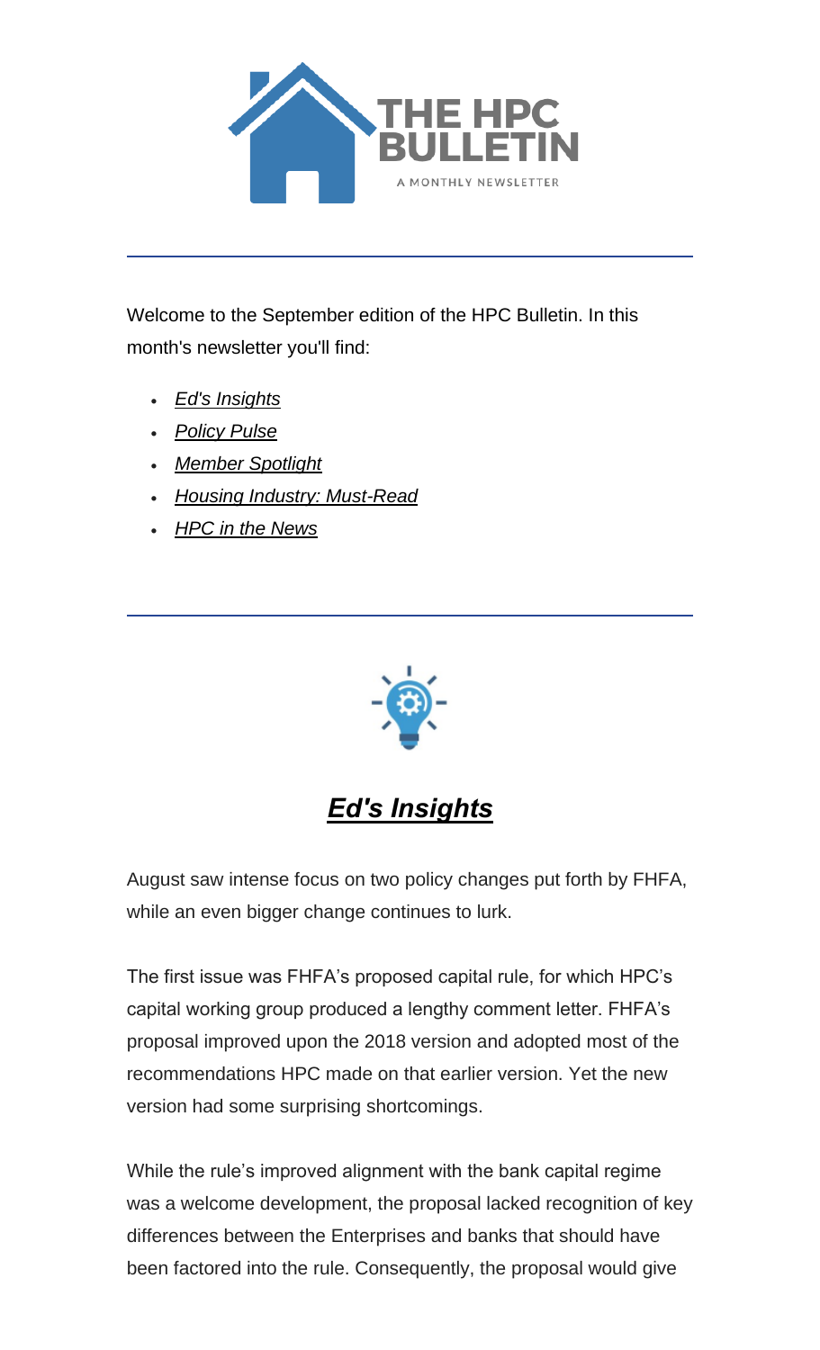# THE HPC BULLETIN

A MONTHLY NEWSLETTER

---

Welcome to the September edition of the HPC Bulletin. In this month's newsletter you'll find:

- *Ed's Insights*
- *Policy Pulse*
- *Member Spotlight*
- *Housing Industry: Must-Read*
- *HPC in the News*

---

## *Ed's Insights*

August saw intense focus on two policy changes put forth by FHFA, while an even bigger change continues to lurk.

The first issue was FHFA's proposed capital rule, for which HPC's capital working group produced a lengthy comment letter. FHFA's proposal improved upon the 2018 version and adopted most of the recommendations HPC made on that earlier version. Yet the new version had some surprising shortcomings.

While the rule's improved alignment with the bank capital regime was a welcome development, the proposal lacked recognition of key differences between the Enterprises and banks that should have been factored into the rule. Consequently, the proposal would give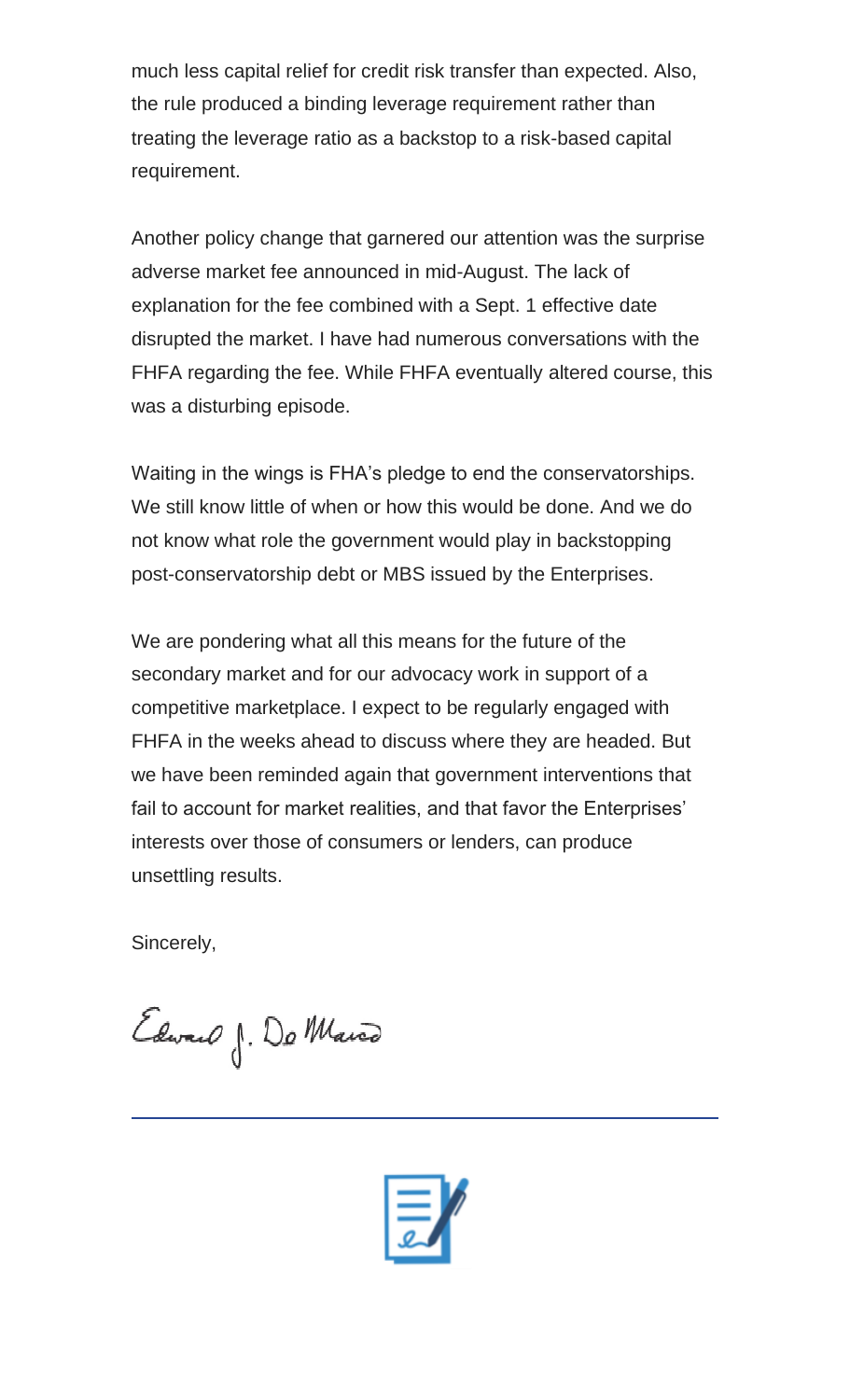much less capital relief for credit risk transfer than expected. Also, the rule produced a binding leverage requirement rather than treating the leverage ratio as a backstop to a risk-based capital requirement.

Another policy change that garnered our attention was the surprise adverse market fee announced in mid-August. The lack of explanation for the fee combined with a Sept. 1 effective date disrupted the market. I have had numerous conversations with the FHFA regarding the fee. While FHFA eventually altered course, this was a disturbing episode.

Waiting in the wings is FHA's pledge to end the conservatorships. We still know little of when or how this would be done. And we do not know what role the government would play in backstopping post-conservatorship debt or MBS issued by the Enterprises.

We are pondering what all this means for the future of the secondary market and for our advocacy work in support of a competitive marketplace. I expect to be regularly engaged with FHFA in the weeks ahead to discuss where they are headed. But we have been reminded again that government interventions that fail to account for market realities, and that favor the Enterprises' interests over those of consumers or lenders, can produce unsettling results.

Sincerely,

Edward J. DeMarco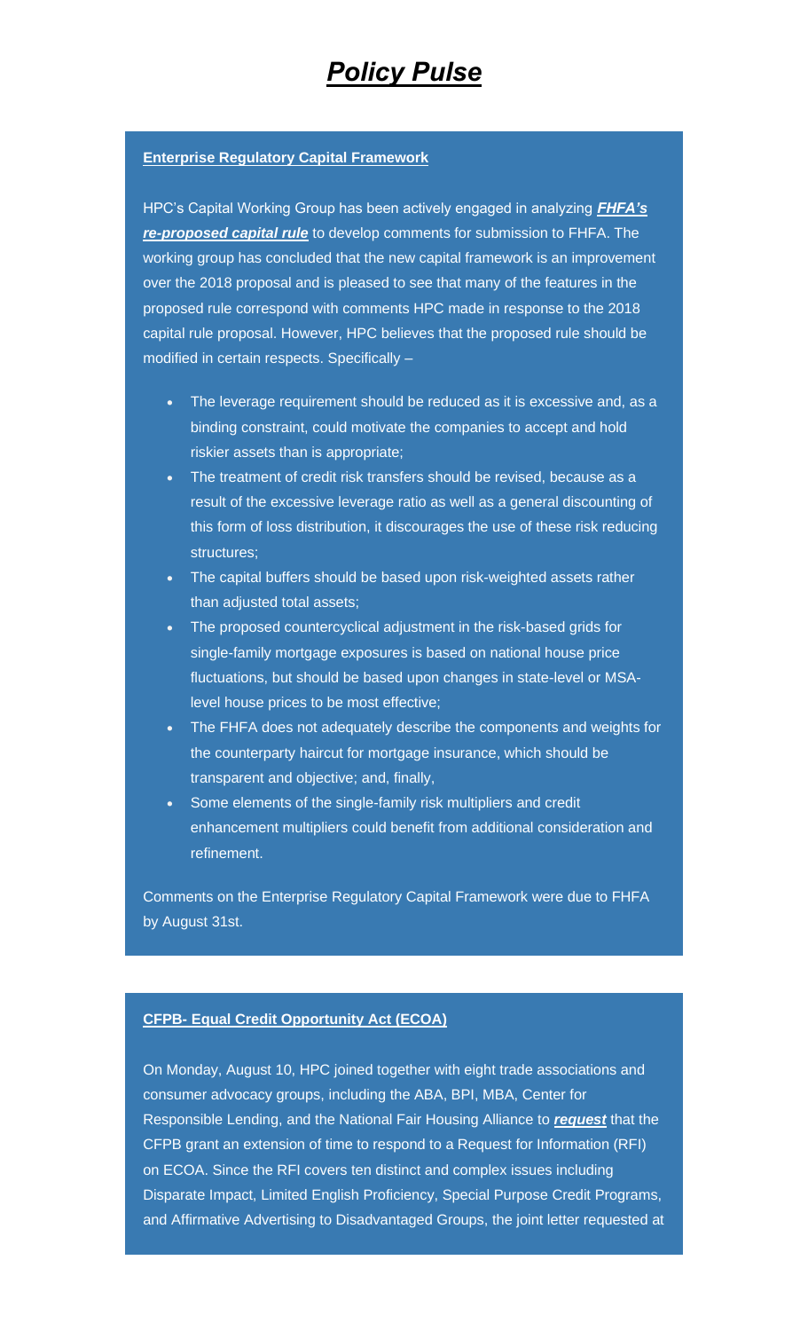# *Policy Pulse*

**Enterprise Regulatory Capital Framework**

HPC's Capital Working Group has been actively engaged in analyzing ***FHFA's re-proposed capital rule*** to develop comments for submission to FHFA. The working group has concluded that the new capital framework is an improvement over the 2018 proposal and is pleased to see that many of the features in the proposed rule correspond with comments HPC made in response to the 2018 capital rule proposal. However, HPC believes that the proposed rule should be modified in certain respects. Specifically –

- The leverage requirement should be reduced as it is excessive and, as a binding constraint, could motivate the companies to accept and hold riskier assets than is appropriate;
- The treatment of credit risk transfers should be revised, because as a result of the excessive leverage ratio as well as a general discounting of this form of loss distribution, it discourages the use of these risk reducing structures;
- The capital buffers should be based upon risk-weighted assets rather than adjusted total assets;
- The proposed countercyclical adjustment in the risk-based grids for single-family mortgage exposures is based on national house price fluctuations, but should be based upon changes in state-level or MSA-level house prices to be most effective;
- The FHFA does not adequately describe the components and weights for the counterparty haircut for mortgage insurance, which should be transparent and objective; and, finally,
- Some elements of the single-family risk multipliers and credit enhancement multipliers could benefit from additional consideration and refinement.

Comments on the Enterprise Regulatory Capital Framework were due to FHFA by August 31st.

**CFPB- Equal Credit Opportunity Act (ECOA)**

On Monday, August 10, HPC joined together with eight trade associations and consumer advocacy groups, including the ABA, BPI, MBA, Center for Responsible Lending, and the National Fair Housing Alliance to ***request*** that the CFPB grant an extension of time to respond to a Request for Information (RFI) on ECOA. Since the RFI covers ten distinct and complex issues including Disparate Impact, Limited English Proficiency, Special Purpose Credit Programs, and Affirmative Advertising to Disadvantaged Groups, the joint letter requested at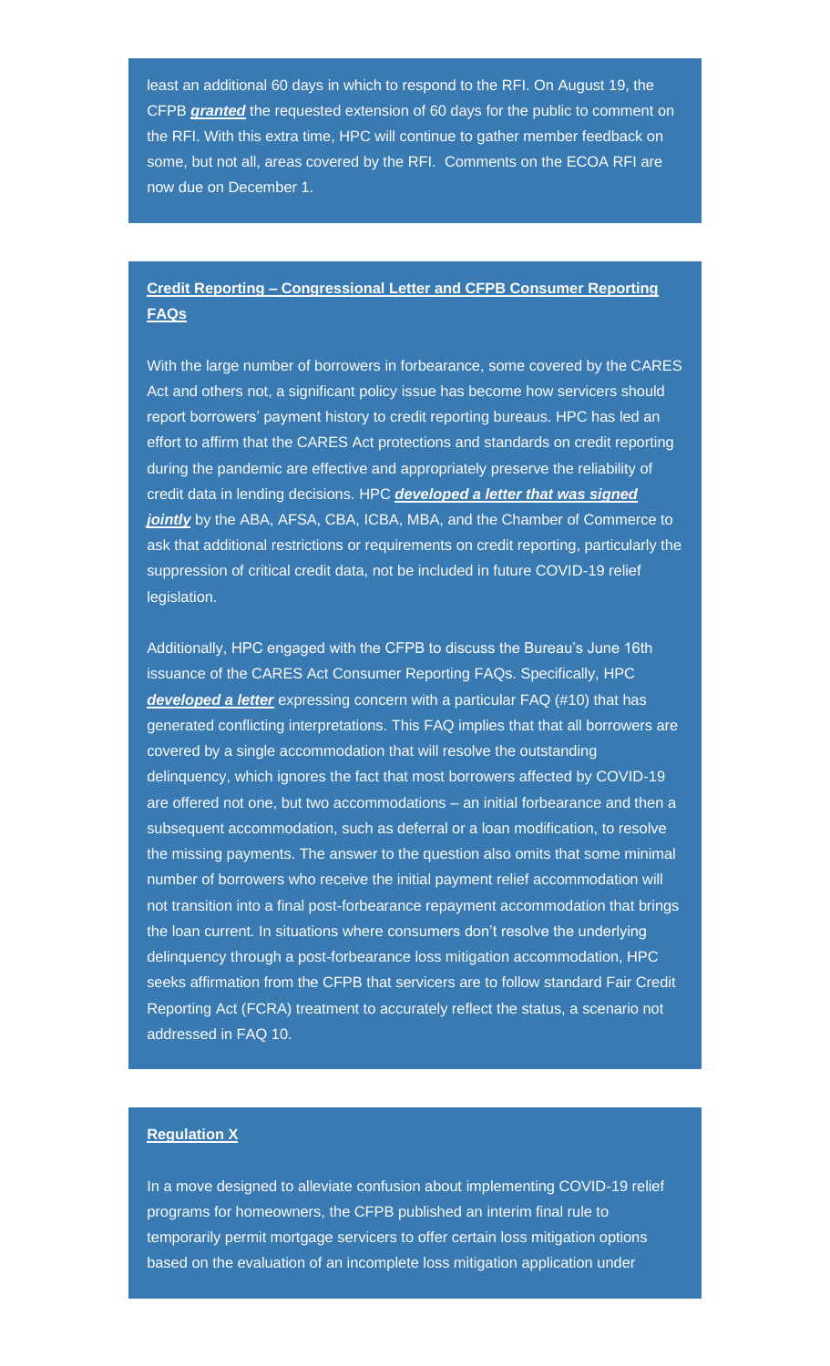least an additional 60 days in which to respond to the RFI. On August 19, the CFPB ***granted*** the requested extension of 60 days for the public to comment on the RFI. With this extra time, HPC will continue to gather member feedback on some, but not all, areas covered by the RFI. Comments on the ECOA RFI are now due on December 1.

**Credit Reporting – Congressional Letter and CFPB Consumer Reporting FAQs**

With the large number of borrowers in forbearance, some covered by the CARES Act and others not, a significant policy issue has become how servicers should report borrowers' payment history to credit reporting bureaus. HPC has led an effort to affirm that the CARES Act protections and standards on credit reporting during the pandemic are effective and appropriately preserve the reliability of credit data in lending decisions. HPC ***developed a letter that was signed jointly*** by the ABA, AFSA, CBA, ICBA, MBA, and the Chamber of Commerce to ask that additional restrictions or requirements on credit reporting, particularly the suppression of critical credit data, not be included in future COVID-19 relief legislation.

Additionally, HPC engaged with the CFPB to discuss the Bureau's June 16th issuance of the CARES Act Consumer Reporting FAQs. Specifically, HPC ***developed a letter*** expressing concern with a particular FAQ (#10) that has generated conflicting interpretations. This FAQ implies that that all borrowers are covered by a single accommodation that will resolve the outstanding delinquency, which ignores the fact that most borrowers affected by COVID-19 are offered not one, but two accommodations – an initial forbearance and then a subsequent accommodation, such as deferral or a loan modification, to resolve the missing payments. The answer to the question also omits that some minimal number of borrowers who receive the initial payment relief accommodation will not transition into a final post-forbearance repayment accommodation that brings the loan current. In situations where consumers don't resolve the underlying delinquency through a post-forbearance loss mitigation accommodation, HPC seeks affirmation from the CFPB that servicers are to follow standard Fair Credit Reporting Act (FCRA) treatment to accurately reflect the status, a scenario not addressed in FAQ 10.

**Regulation X**

In a move designed to alleviate confusion about implementing COVID-19 relief programs for homeowners, the CFPB published an interim final rule to temporarily permit mortgage servicers to offer certain loss mitigation options based on the evaluation of an incomplete loss mitigation application under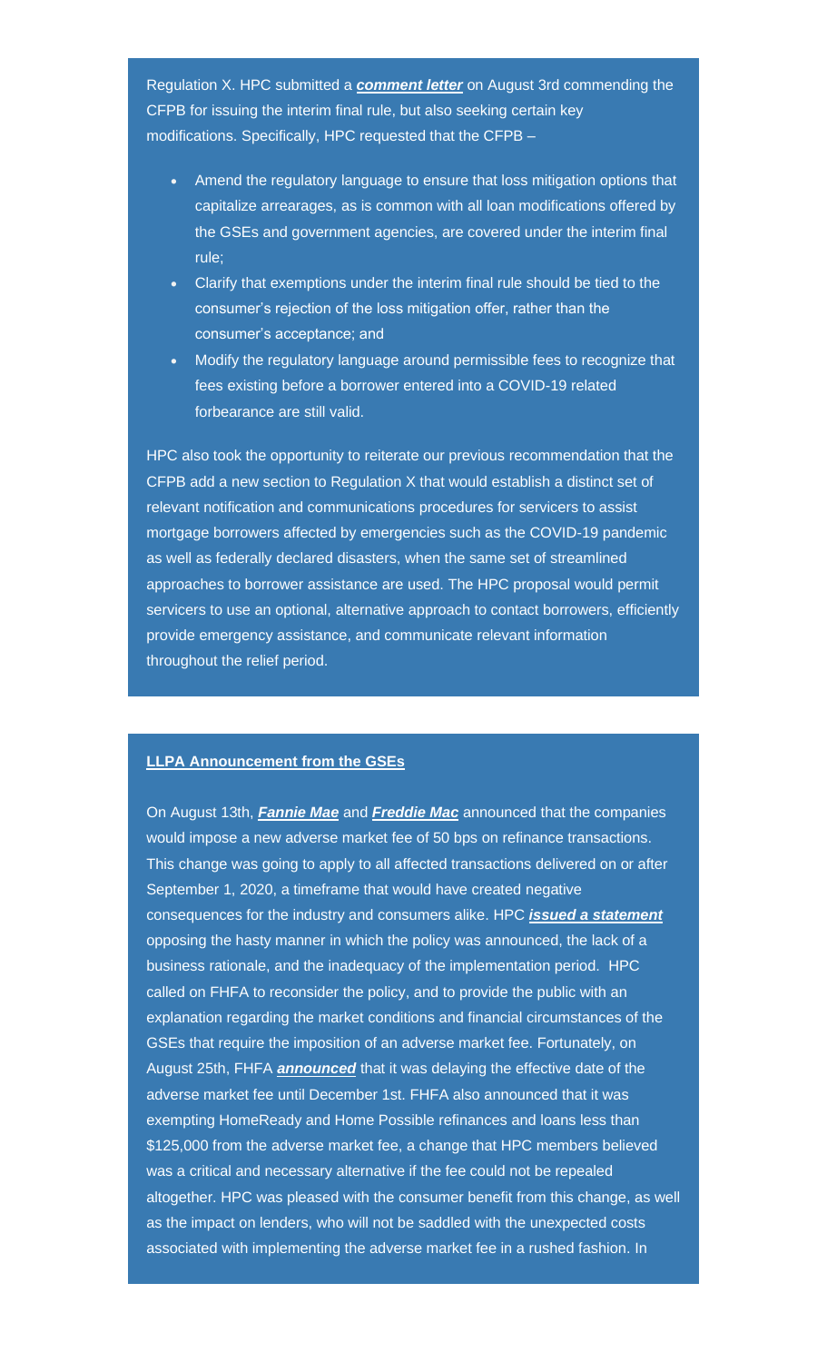Regulation X. HPC submitted a ***comment letter*** on August 3rd commending the CFPB for issuing the interim final rule, but also seeking certain key modifications. Specifically, HPC requested that the CFPB –

- Amend the regulatory language to ensure that loss mitigation options that capitalize arrearages, as is common with all loan modifications offered by the GSEs and government agencies, are covered under the interim final rule;
- Clarify that exemptions under the interim final rule should be tied to the consumer's rejection of the loss mitigation offer, rather than the consumer's acceptance; and
- Modify the regulatory language around permissible fees to recognize that fees existing before a borrower entered into a COVID-19 related forbearance are still valid.

HPC also took the opportunity to reiterate our previous recommendation that the CFPB add a new section to Regulation X that would establish a distinct set of relevant notification and communications procedures for servicers to assist mortgage borrowers affected by emergencies such as the COVID-19 pandemic as well as federally declared disasters, when the same set of streamlined approaches to borrower assistance are used. The HPC proposal would permit servicers to use an optional, alternative approach to contact borrowers, efficiently provide emergency assistance, and communicate relevant information throughout the relief period.

**LLPA Announcement from the GSEs**

On August 13th, ***Fannie Mae*** and ***Freddie Mac*** announced that the companies would impose a new adverse market fee of 50 bps on refinance transactions. This change was going to apply to all affected transactions delivered on or after September 1, 2020, a timeframe that would have created negative consequences for the industry and consumers alike. HPC ***issued a statement*** opposing the hasty manner in which the policy was announced, the lack of a business rationale, and the inadequacy of the implementation period. HPC called on FHFA to reconsider the policy, and to provide the public with an explanation regarding the market conditions and financial circumstances of the GSEs that require the imposition of an adverse market fee. Fortunately, on August 25th, FHFA ***announced*** that it was delaying the effective date of the adverse market fee until December 1st. FHFA also announced that it was exempting HomeReady and Home Possible refinances and loans less than $125,000 from the adverse market fee, a change that HPC members believed was a critical and necessary alternative if the fee could not be repealed altogether. HPC was pleased with the consumer benefit from this change, as well as the impact on lenders, who will not be saddled with the unexpected costs associated with implementing the adverse market fee in a rushed fashion. In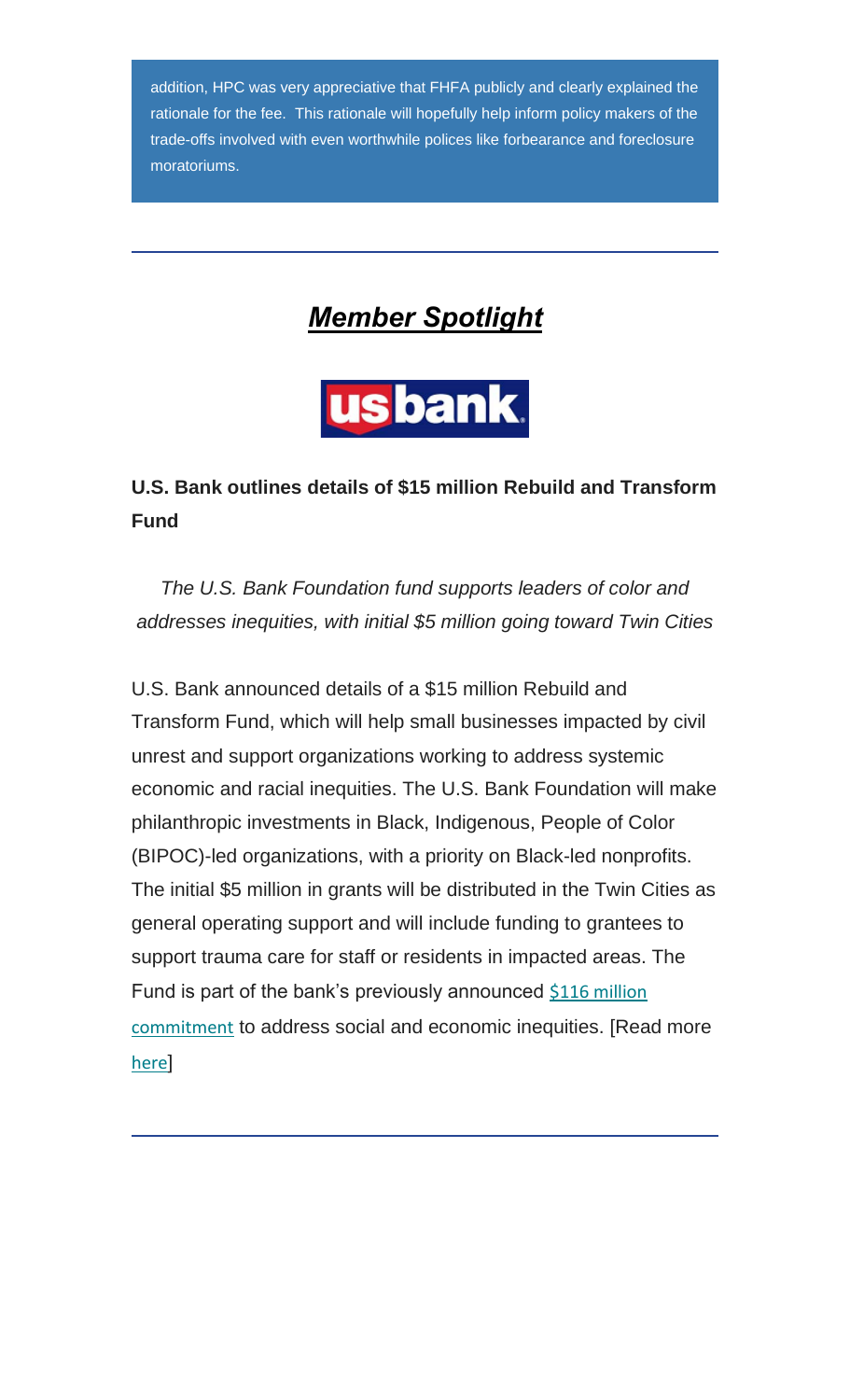addition, HPC was very appreciative that FHFA publicly and clearly explained the rationale for the fee. This rationale will hopefully help inform policy makers of the trade-offs involved with even worthwhile polices like forbearance and foreclosure moratoriums.

---

## ***Member Spotlight***

usbank

**U.S. Bank outlines details of $15 million Rebuild and Transform Fund**

*The U.S. Bank Foundation fund supports leaders of color and addresses inequities, with initial $5 million going toward Twin Cities*

U.S. Bank announced details of a $15 million Rebuild and Transform Fund, which will help small businesses impacted by civil unrest and support organizations working to address systemic economic and racial inequities. The U.S. Bank Foundation will make philanthropic investments in Black, Indigenous, People of Color (BIPOC)-led organizations, with a priority on Black-led nonprofits. The initial $5 million in grants will be distributed in the Twin Cities as general operating support and will include funding to grantees to support trauma care for staff or residents in impacted areas. The Fund is part of the bank's previously announced $116 million commitment to address social and economic inequities. [Read more here]

---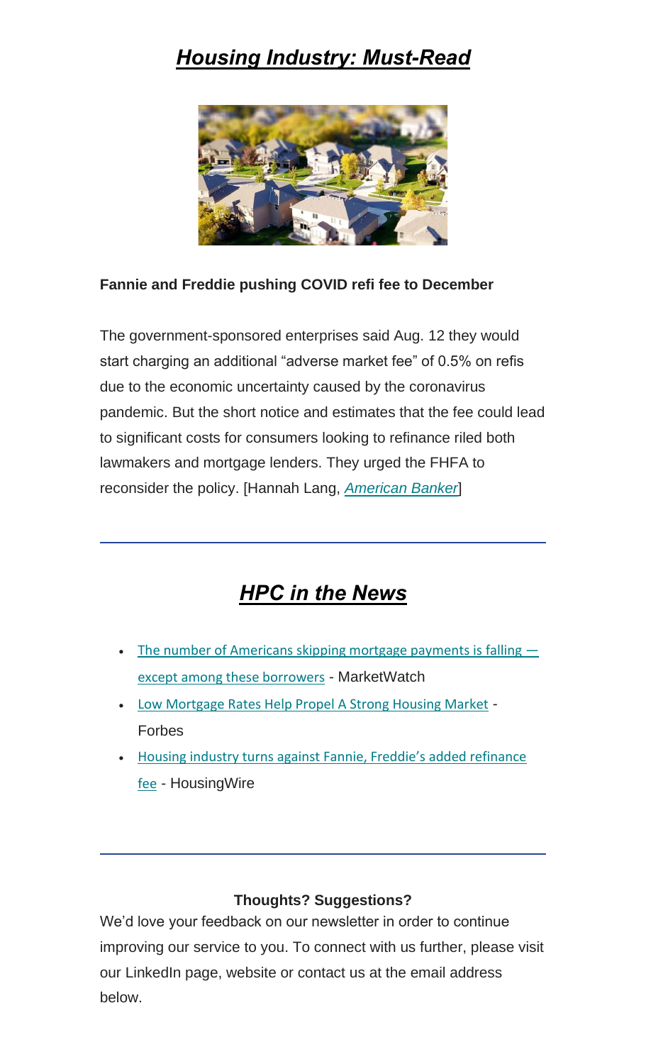## ***Housing Industry: Must-Read***

**Fannie and Freddie pushing COVID refi fee to December**

The government-sponsored enterprises said Aug. 12 they would start charging an additional "adverse market fee" of 0.5% on refis due to the economic uncertainty caused by the coronavirus pandemic. But the short notice and estimates that the fee could lead to significant costs for consumers looking to refinance riled both lawmakers and mortgage lenders. They urged the FHFA to reconsider the policy. [Hannah Lang, *American Banker*]

---

## ***HPC in the News***

- The number of Americans skipping mortgage payments is falling — except among these borrowers - MarketWatch
- Low Mortgage Rates Help Propel A Strong Housing Market - Forbes
- Housing industry turns against Fannie, Freddie's added refinance fee - HousingWire

---

**Thoughts? Suggestions?**

We'd love your feedback on our newsletter in order to continue improving our service to you. To connect with us further, please visit our LinkedIn page, website or contact us at the email address below.